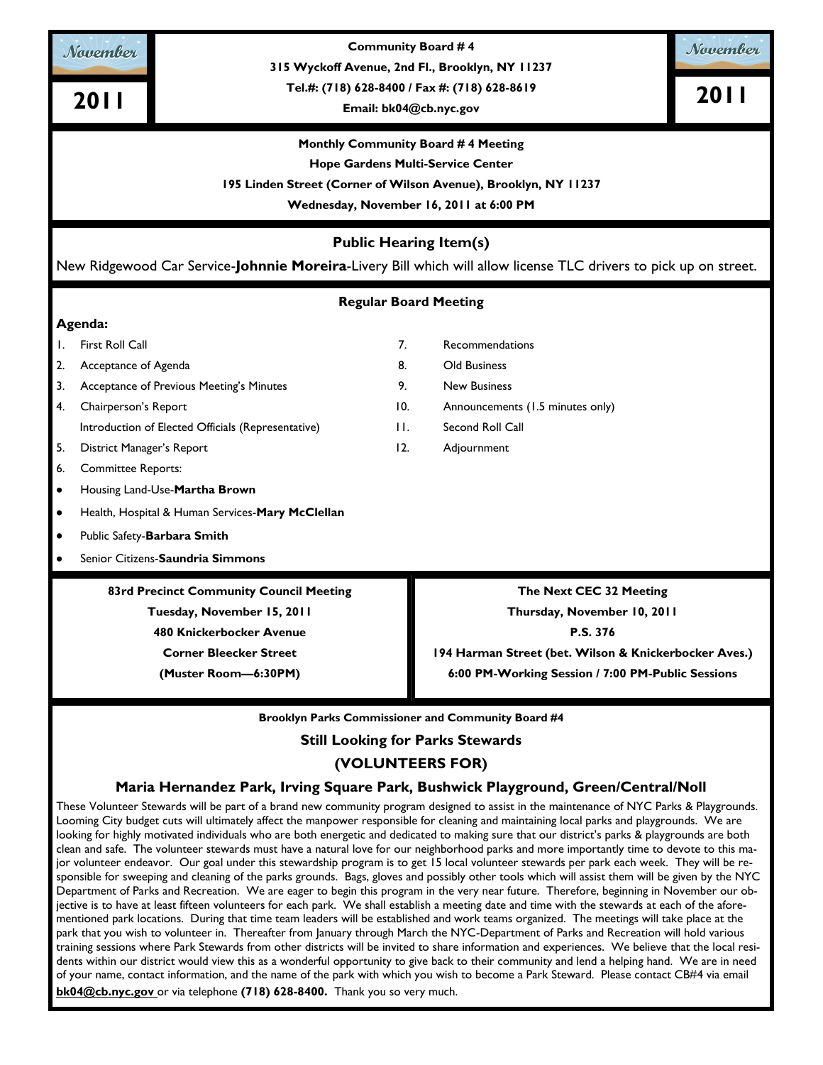November 2011

**Community Board # 4**
**315 Wyckoff Avenue, 2nd Fl., Brooklyn, NY 11237**
**Tel.#: (718) 628-8400 / Fax #: (718) 628-8619**
**Email: bk04@cb.nyc.gov**

November 2011

**Monthly Community Board # 4 Meeting**
**Hope Gardens Multi-Service Center**
**195 Linden Street (Corner of Wilson Avenue), Brooklyn, NY 11237**
**Wednesday, November 16, 2011 at 6:00 PM**

## Public Hearing Item(s)

New Ridgewood Car Service-**Johnnie Moreira**-Livery Bill which will allow license TLC drivers to pick up on street.

## Regular Board Meeting

**Agenda:**

1. First Roll Call
2. Acceptance of Agenda
3. Acceptance of Previous Meeting's Minutes
4. Chairperson's Report
   Introduction of Elected Officials (Representative)
5. District Manager's Report
6. Committee Reports:
   - Housing Land-Use-**Martha Brown**
   - Health, Hospital & Human Services-**Mary McClellan**
   - Public Safety-**Barbara Smith**
   - Senior Citizens-**Saundria Simmons**
7. Recommendations
8. Old Business
9. New Business
10. Announcements (1.5 minutes only)
11. Second Roll Call
12. Adjournment

**83rd Precinct Community Council Meeting**
**Tuesday, November 15, 2011**
**480 Knickerbocker Avenue**
**Corner Bleecker Street**
**(Muster Room—6:30PM)**

**The Next CEC 32 Meeting**
**Thursday, November 10, 2011**
**P.S. 376**
**194 Harman Street (bet. Wilson & Knickerbocker Aves.)**
**6:00 PM-Working Session / 7:00 PM-Public Sessions**

**Brooklyn Parks Commissioner and Community Board #4**

## Still Looking for Parks Stewards
## (VOLUNTEERS FOR)
### Maria Hernandez Park, Irving Square Park, Bushwick Playground, Green/Central/Noll

These Volunteer Stewards will be part of a brand new community program designed to assist in the maintenance of NYC Parks & Playgrounds. Looming City budget cuts will ultimately affect the manpower responsible for cleaning and maintaining local parks and playgrounds. We are looking for highly motivated individuals who are both energetic and dedicated to making sure that our district's parks & playgrounds are both clean and safe. The volunteer stewards must have a natural love for our neighborhood parks and more importantly time to devote to this major volunteer endeavor. Our goal under this stewardship program is to get 15 local volunteer stewards per park each week. They will be responsible for sweeping and cleaning of the parks grounds. Bags, gloves and possibly other tools which will assist them will be given by the NYC Department of Parks and Recreation. We are eager to begin this program in the very near future. Therefore, beginning in November our objective is to have at least fifteen volunteers for each park. We shall establish a meeting date and time with the stewards at each of the aforementioned park locations. During that time team leaders will be established and work teams organized. The meetings will take place at the park that you wish to volunteer in. Thereafter from January through March the NYC-Department of Parks and Recreation will hold various training sessions where Park Stewards from other districts will be invited to share information and experiences. We believe that the local residents within our district would view this as a wonderful opportunity to give back to their community and lend a helping hand. We are in need of your name, contact information, and the name of the park with which you wish to become a Park Steward. Please contact CB#4 via email **bk04@cb.nyc.gov** or via telephone **(718) 628-8400.** Thank you so very much.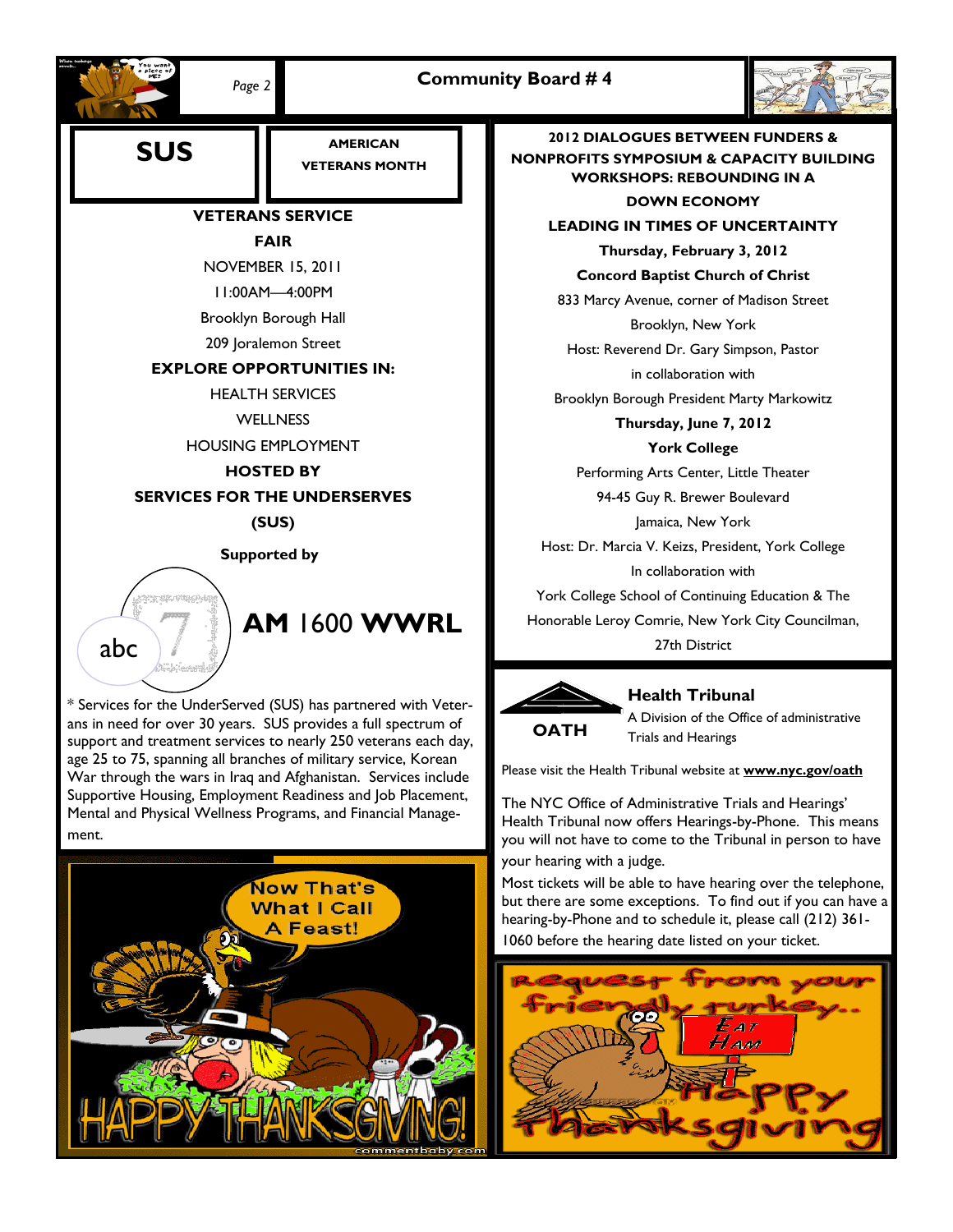## SUS

**AMERICAN VETERANS MONTH**

**VETERANS SERVICE FAIR**

NOVEMBER 15, 2011

11:00AM—4:00PM

Brooklyn Borough Hall

209 Joralemon Street

**EXPLORE OPPORTUNITIES IN:**

HEALTH SERVICES

WELLNESS

HOUSING EMPLOYMENT

**HOSTED BY**

**SERVICES FOR THE UNDERSERVES (SUS)**

**Supported by**

abc

**AM** 1600 **WWRL**

* Services for the UnderServed (SUS) has partnered with Veterans in need for over 30 years. SUS provides a full spectrum of support and treatment services to nearly 250 veterans each day, age 25 to 75, spanning all branches of military service, Korean War through the wars in Iraq and Afghanistan. Services include Supportive Housing, Employment Readiness and Job Placement, Mental and Physical Wellness Programs, and Financial Management.

**2012 DIALOGUES BETWEEN FUNDERS & NONPROFITS SYMPOSIUM & CAPACITY BUILDING WORKSHOPS: REBOUNDING IN A DOWN ECONOMY**

**LEADING IN TIMES OF UNCERTAINTY**

**Thursday, February 3, 2012**

**Concord Baptist Church of Christ**

833 Marcy Avenue, corner of Madison Street

Brooklyn, New York

Host: Reverend Dr. Gary Simpson, Pastor

in collaboration with

Brooklyn Borough President Marty Markowitz

**Thursday, June 7, 2012**

**York College**

Performing Arts Center, Little Theater

94-45 Guy R. Brewer Boulevard

Jamaica, New York

Host: Dr. Marcia V. Keizs, President, York College

In collaboration with

York College School of Continuing Education & The Honorable Leroy Comrie, New York City Councilman, 27th District

**OATH**

### Health Tribunal

A Division of the Office of administrative Trials and Hearings

Please visit the Health Tribunal website at **www.nyc.gov/oath**

The NYC Office of Administrative Trials and Hearings' Health Tribunal now offers Hearings-by-Phone. This means you will not have to come to the Tribunal in person to have your hearing with a judge.

Most tickets will be able to have hearing over the telephone, but there are some exceptions. To find out if you can have a hearing-by-Phone and to schedule it, please call (212) 361-1060 before the hearing date listed on your ticket.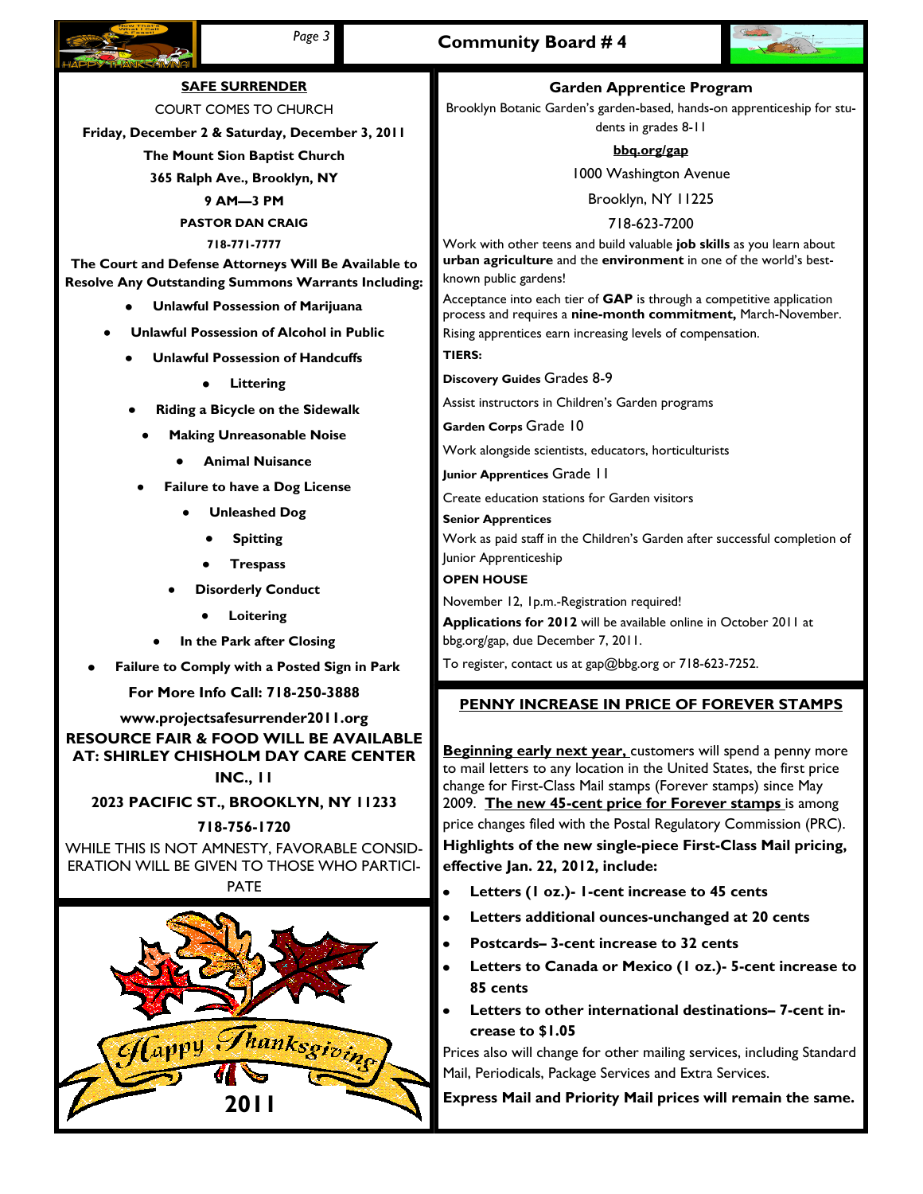## SAFE SURRENDER

COURT COMES TO CHURCH

**Friday, December 2 & Saturday, December 3, 2011**

**The Mount Sion Baptist Church**

**365 Ralph Ave., Brooklyn, NY**

**9 AM—3 PM**

**PASTOR DAN CRAIG**

**718-771-7777**

**The Court and Defense Attorneys Will Be Available to Resolve Any Outstanding Summons Warrants Including:**

- **Unlawful Possession of Marijuana**
- **Unlawful Possession of Alcohol in Public**
- **Unlawful Possession of Handcuffs**
- **Littering**
- **Riding a Bicycle on the Sidewalk**
- **Making Unreasonable Noise**
- **Animal Nuisance**
- **Failure to have a Dog License**
- **Unleashed Dog**
- **Spitting**
- **Trespass**
- **Disorderly Conduct**
- **Loitering**
- **In the Park after Closing**
- **Failure to Comply with a Posted Sign in Park**

**For More Info Call: 718-250-3888**

**www.projectsafesurrender2011.org**

**RESOURCE FAIR & FOOD WILL BE AVAILABLE AT: SHIRLEY CHISHOLM DAY CARE CENTER INC., 11**

**2023 PACIFIC ST., BROOKLYN, NY 11233**

**718-756-1720**

WHILE THIS IS NOT AMNESTY, FAVORABLE CONSIDERATION WILL BE GIVEN TO THOSE WHO PARTICIPATE

Happy Thanksgiving

2011

## Garden Apprentice Program

Brooklyn Botanic Garden's garden-based, hands-on apprenticeship for students in grades 8-11

**bbq.org/gap**

1000 Washington Avenue

Brooklyn, NY 11225

718-623-7200

Work with other teens and build valuable **job skills** as you learn about **urban agriculture** and the **environment** in one of the world's best-known public gardens!

Acceptance into each tier of **GAP** is through a competitive application process and requires a **nine-month commitment,** March-November. Rising apprentices earn increasing levels of compensation.

**TIERS:**

**Discovery Guides** Grades 8-9

Assist instructors in Children's Garden programs

**Garden Corps** Grade 10

Work alongside scientists, educators, horticulturists

**Junior Apprentices** Grade 11

Create education stations for Garden visitors

**Senior Apprentices**

Work as paid staff in the Children's Garden after successful completion of Junior Apprenticeship

**OPEN HOUSE**

November 12, 1p.m.-Registration required!

**Applications for 2012** will be available online in October 2011 at bbg.org/gap, due December 7, 2011.

To register, contact us at gap@bbg.org or 718-623-7252.

## PENNY INCREASE IN PRICE OF FOREVER STAMPS

**Beginning early next year,** customers will spend a penny more to mail letters to any location in the United States, the first price change for First-Class Mail stamps (Forever stamps) since May 2009. **The new 45-cent price for Forever stamps** is among price changes filed with the Postal Regulatory Commission (PRC).

**Highlights of the new single-piece First-Class Mail pricing, effective Jan. 22, 2012, include:**

- **Letters (1 oz.)- 1-cent increase to 45 cents**
- **Letters additional ounces-unchanged at 20 cents**
- **Postcards– 3-cent increase to 32 cents**
- **Letters to Canada or Mexico (1 oz.)- 5-cent increase to 85 cents**
- **Letters to other international destinations– 7-cent increase to $1.05**

Prices also will change for other mailing services, including Standard Mail, Periodicals, Package Services and Extra Services.

**Express Mail and Priority Mail prices will remain the same.**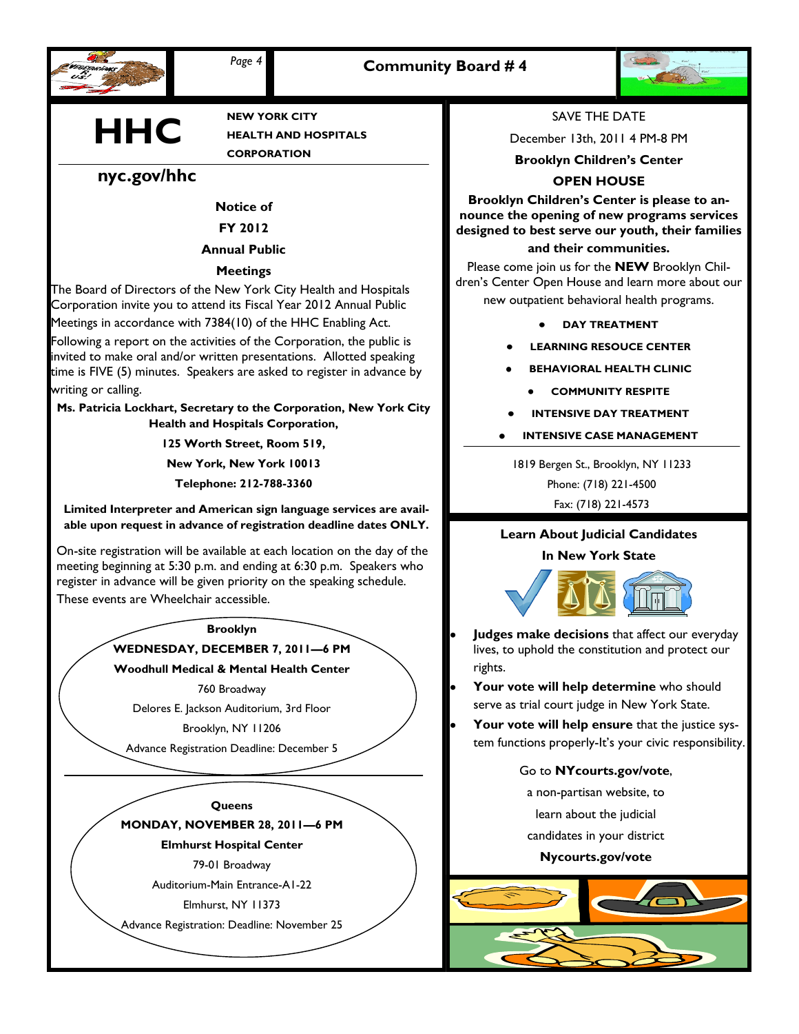# HHC

**NEW YORK CITY HEALTH AND HOSPITALS CORPORATION**

**nyc.gov/hhc**

**Notice of**

**FY 2012**

**Annual Public**

**Meetings**

The Board of Directors of the New York City Health and Hospitals Corporation invite you to attend its Fiscal Year 2012 Annual Public Meetings in accordance with 7384(10) of the HHC Enabling Act.

Following a report on the activities of the Corporation, the public is invited to make oral and/or written presentations. Allotted speaking time is FIVE (5) minutes. Speakers are asked to register in advance by writing or calling.

**Ms. Patricia Lockhart, Secretary to the Corporation, New York City Health and Hospitals Corporation,**

**125 Worth Street, Room 519,**

**New York, New York 10013**

**Telephone: 212-788-3360**

**Limited Interpreter and American sign language services are available upon request in advance of registration deadline dates ONLY.**

On-site registration will be available at each location on the day of the meeting beginning at 5:30 p.m. and ending at 6:30 p.m. Speakers who register in advance will be given priority on the speaking schedule. These events are Wheelchair accessible.

**Brooklyn**

**WEDNESDAY, DECEMBER 7, 2011—6 PM**

**Woodhull Medical & Mental Health Center**

760 Broadway

Delores E. Jackson Auditorium, 3rd Floor

Brooklyn, NY 11206

Advance Registration Deadline: December 5

**Queens**

**MONDAY, NOVEMBER 28, 2011—6 PM**

**Elmhurst Hospital Center**

79-01 Broadway

Auditorium-Main Entrance-A1-22

Elmhurst, NY 11373

Advance Registration: Deadline: November 25

---

SAVE THE DATE

December 13th, 2011 4 PM-8 PM

**Brooklyn Children's Center**

**OPEN HOUSE**

**Brooklyn Children's Center is please to announce the opening of new programs services designed to best serve our youth, their families and their communities.**

Please come join us for the **NEW** Brooklyn Children's Center Open House and learn more about our new outpatient behavioral health programs.

- **DAY TREATMENT**
- **LEARNING RESOUCE CENTER**
- **BEHAVIORAL HEALTH CLINIC**
- **COMMUNITY RESPITE**
- **INTENSIVE DAY TREATMENT**
- **INTENSIVE CASE MANAGEMENT**

1819 Bergen St., Brooklyn, NY 11233

Phone: (718) 221-4500

Fax: (718) 221-4573

---

**Learn About Judicial Candidates In New York State**

- **Judges make decisions** that affect our everyday lives, to uphold the constitution and protect our rights.
- **Your vote will help determine** who should serve as trial court judge in New York State.
- **Your vote will help ensure** that the justice system functions properly-It's your civic responsibility.

Go to **NYcourts.gov/vote**, a non-partisan website, to learn about the judicial candidates in your district

**Nycourts.gov/vote**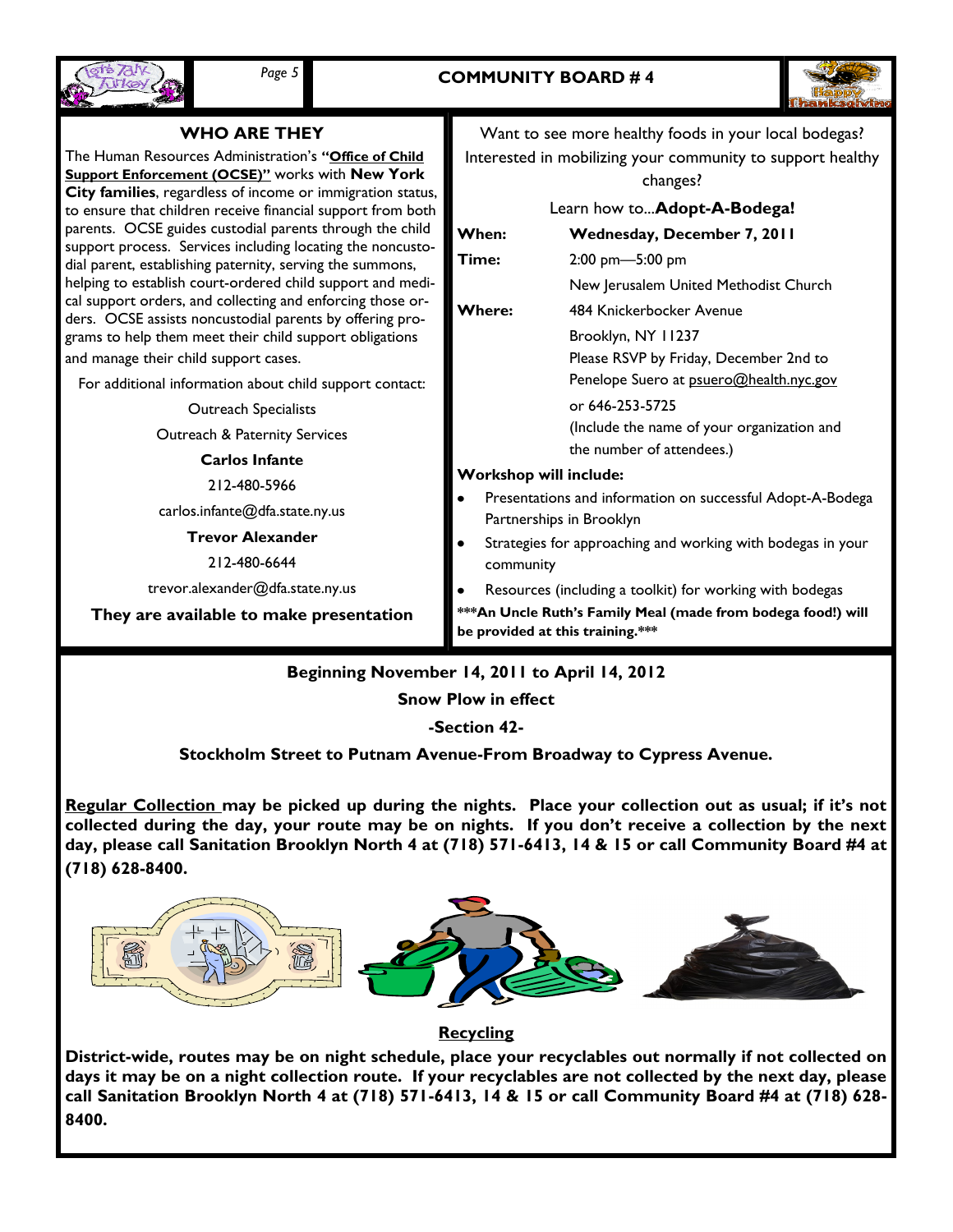## WHO ARE THEY

The Human Resources Administration's **"Office of Child Support Enforcement (OCSE)"** works with **New York City families**, regardless of income or immigration status, to ensure that children receive financial support from both parents. OCSE guides custodial parents through the child support process. Services including locating the noncustodial parent, establishing paternity, serving the summons, helping to establish court-ordered child support and medical support orders, and collecting and enforcing those orders. OCSE assists noncustodial parents by offering programs to help them meet their child support obligations and manage their child support cases.

For additional information about child support contact:

Outreach Specialists

Outreach & Paternity Services

**Carlos Infante**

212-480-5966

carlos.infante@dfa.state.ny.us

**Trevor Alexander**

212-480-6644

trevor.alexander@dfa.state.ny.us

**They are available to make presentation**

Want to see more healthy foods in your local bodegas? Interested in mobilizing your community to support healthy changes?

Learn how to...**Adopt-A-Bodega!**

**When:** **Wednesday, December 7, 2011**

**Time:** 2:00 pm—5:00 pm

**Where:** New Jerusalem United Methodist Church
484 Knickerbocker Avenue
Brooklyn, NY 11237

Please RSVP by Friday, December 2nd to Penelope Suero at psuero@health.nyc.gov or 646-253-5725 (Include the name of your organization and the number of attendees.)

**Workshop will include:**

- Presentations and information on successful Adopt-A-Bodega Partnerships in Brooklyn
- Strategies for approaching and working with bodegas in your community
- Resources (including a toolkit) for working with bodegas

**\*\*\*An Uncle Ruth's Family Meal (made from bodega food!) will be provided at this training.\*\*\***

**Beginning November 14, 2011 to April 14, 2012**

**Snow Plow in effect**

**-Section 42-**

**Stockholm Street to Putnam Avenue-From Broadway to Cypress Avenue.**

**Regular Collection may be picked up during the nights. Place your collection out as usual; if it's not collected during the day, your route may be on nights. If you don't receive a collection by the next day, please call Sanitation Brooklyn North 4 at (718) 571-6413, 14 & 15 or call Community Board #4 at (718) 628-8400.**

**Recycling**

**District-wide, routes may be on night schedule, place your recyclables out normally if not collected on days it may be on a night collection route. If your recyclables are not collected by the next day, please call Sanitation Brooklyn North 4 at (718) 571-6413, 14 & 15 or call Community Board #4 at (718) 628-8400.**